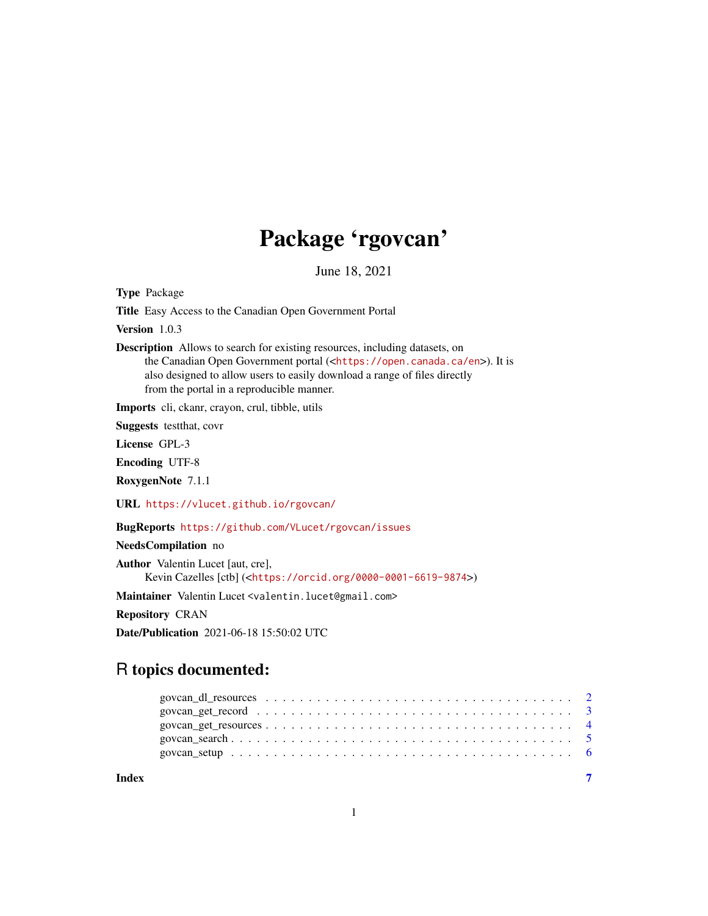# Package 'rgovcan'

June 18, 2021

**Type** Package

**Title** Easy Access to the Canadian Open Government Portal

**Version** 1.0.3

**Description** Allows to search for existing resources, including datasets, on the Canadian Open Government portal (<https://open.canada.ca/en>). It is also designed to allow users to easily download a range of files directly from the portal in a reproducible manner.

**Imports** cli, ckanr, crayon, crul, tibble, utils

**Suggests** testthat, covr

**License** GPL-3

**Encoding** UTF-8

**RoxygenNote** 7.1.1

**URL** https://vlucet.github.io/rgovcan/

**BugReports** https://github.com/VLucet/rgovcan/issues

**NeedsCompilation** no

**Author** Valentin Lucet [aut, cre],
Kevin Cazelles [ctb] (<https://orcid.org/0000-0001-6619-9874>)

**Maintainer** Valentin Lucet <valentin.lucet@gmail.com>

**Repository** CRAN

**Date/Publication** 2021-06-18 15:50:02 UTC

## R topics documented:

- govcan_dl_resources . . . . . . . . . . . . . . . . . . . . . . . . . . . . . . . . . . . . 2
- govcan_get_record . . . . . . . . . . . . . . . . . . . . . . . . . . . . . . . . . . . . 3
- govcan_get_resources . . . . . . . . . . . . . . . . . . . . . . . . . . . . . . . . . . . . 4
- govcan_search . . . . . . . . . . . . . . . . . . . . . . . . . . . . . . . . . . . . 5
- govcan_setup . . . . . . . . . . . . . . . . . . . . . . . . . . . . . . . . . . . . 6

**Index** 7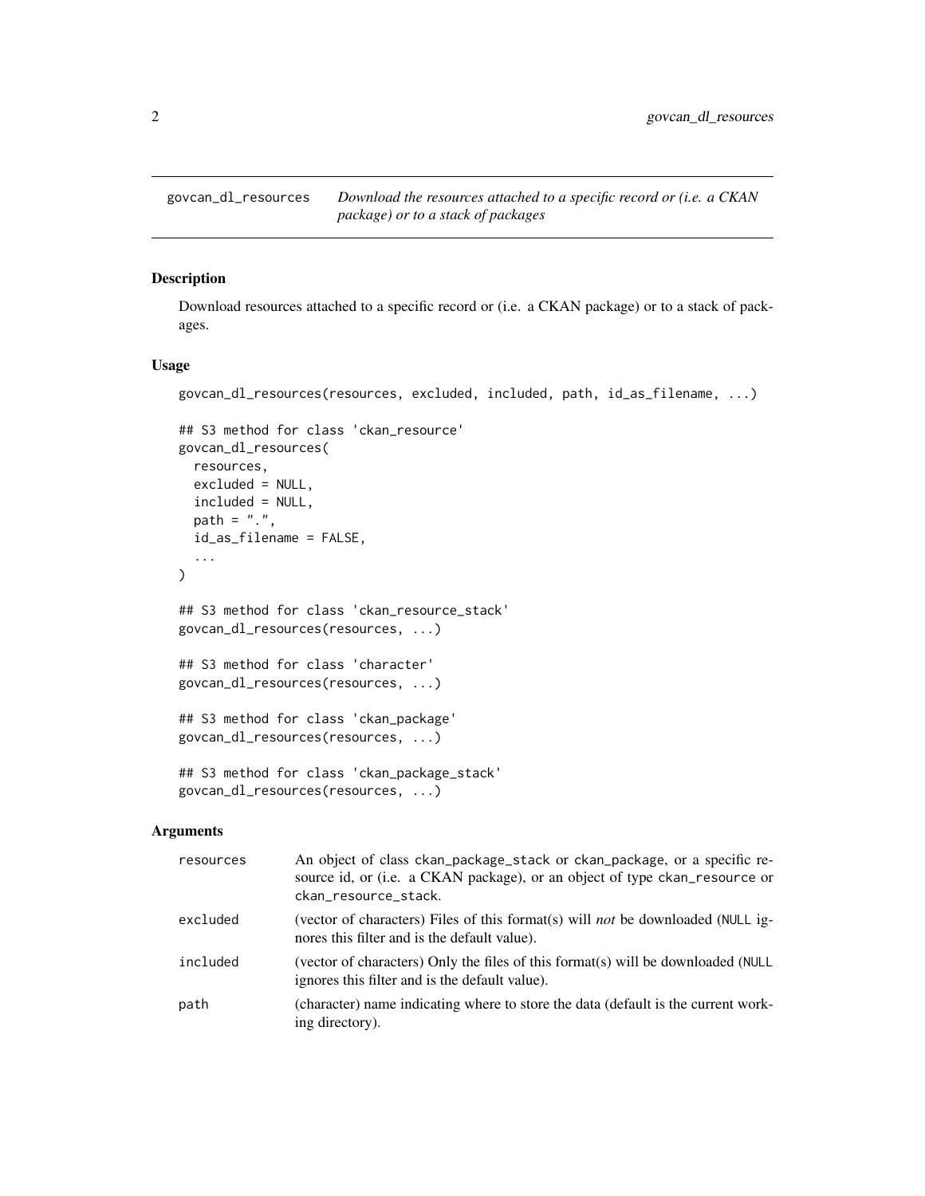`govcan_dl_resources` *Download the resources attached to a specific record or (i.e. a CKAN package) or to a stack of packages*

## Description

Download resources attached to a specific record or (i.e. a CKAN package) or to a stack of packages.

## Usage

```
govcan_dl_resources(resources, excluded, included, path, id_as_filename, ...)

## S3 method for class 'ckan_resource'
govcan_dl_resources(
  resources,
  excluded = NULL,
  included = NULL,
  path = ".",
  id_as_filename = FALSE,
  ...
)

## S3 method for class 'ckan_resource_stack'
govcan_dl_resources(resources, ...)

## S3 method for class 'character'
govcan_dl_resources(resources, ...)

## S3 method for class 'ckan_package'
govcan_dl_resources(resources, ...)

## S3 method for class 'ckan_package_stack'
govcan_dl_resources(resources, ...)
```

## Arguments

| | |
|---|---|
| `resources` | An object of class `ckan_package_stack` or `ckan_package`, or a specific resource id, or (i.e. a CKAN package), or an object of type `ckan_resource` or `ckan_resource_stack`. |
| `excluded` | (vector of characters) Files of this format(s) will *not* be downloaded (`NULL` ignores this filter and is the default value). |
| `included` | (vector of characters) Only the files of this format(s) will be downloaded (`NULL` ignores this filter and is the default value). |
| `path` | (character) name indicating where to store the data (default is the current working directory). |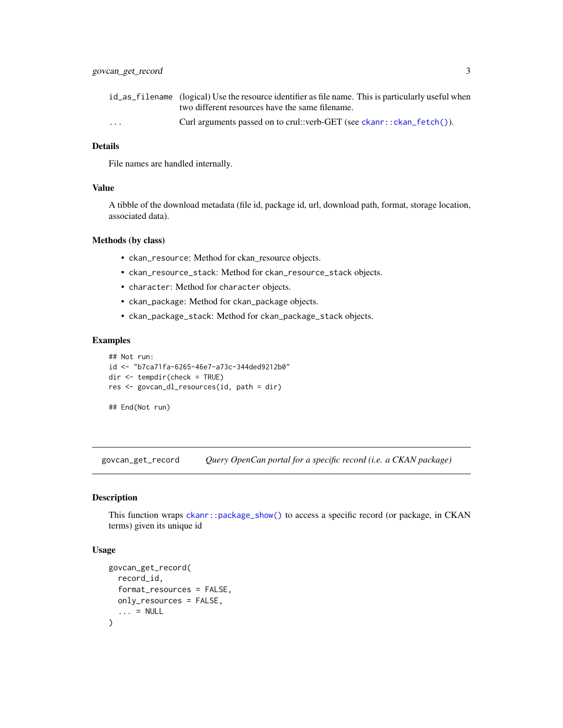| | |
|---|---|
| `id_as_filename` | (logical) Use the resource identifier as file name. This is particularly useful when two different resources have the same filename. |
| `...` | Curl arguments passed on to crul::verb-GET (see `ckanr::ckan_fetch()`). |

### Details

File names are handled internally.

### Value

A tibble of the download metadata (file id, package id, url, download path, format, storage location, associated data).

### Methods (by class)

- `ckan_resource`: Method for ckan_resource objects.
- `ckan_resource_stack`: Method for `ckan_resource_stack` objects.
- `character`: Method for `character` objects.
- `ckan_package`: Method for `ckan_package` objects.
- `ckan_package_stack`: Method for `ckan_package_stack` objects.

### Examples

```
## Not run:
id <- "b7ca71fa-6265-46e7-a73c-344ded9212b0"
dir <- tempdir(check = TRUE)
res <- govcan_dl_resources(id, path = dir)

## End(Not run)
```

---

## `govcan_get_record` *Query OpenCan portal for a specific record (i.e. a CKAN package)*

---

### Description

This function wraps `ckanr::package_show()` to access a specific record (or package, in CKAN terms) given its unique id

### Usage

```
govcan_get_record(
  record_id,
  format_resources = FALSE,
  only_resources = FALSE,
  ... = NULL
)
```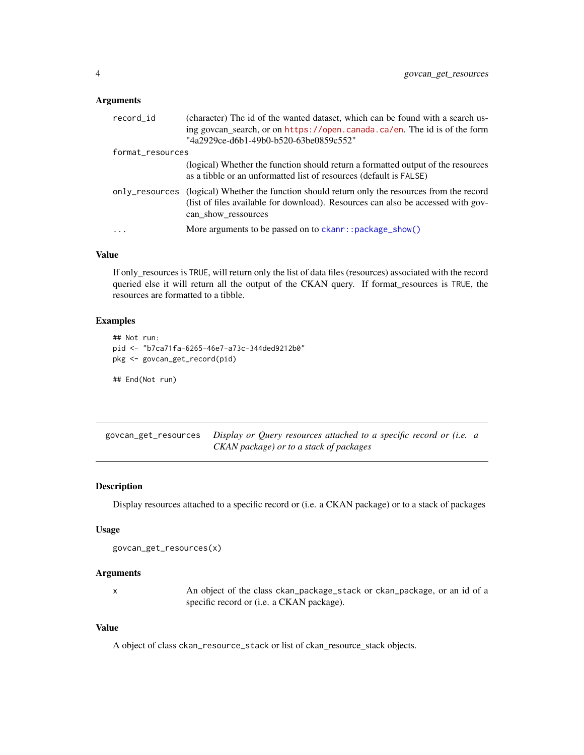### Arguments

- `record_id` — (character) The id of the wanted dataset, which can be found with a search using govcan_search, or on https://open.canada.ca/en. The id is of the form "4a2929ce-d6b1-49b0-b520-63be0859c552"
- `format_resources` — (logical) Whether the function should return a formatted output of the resources as a tibble or an unformatted list of resources (default is `FALSE`)
- `only_resources` — (logical) Whether the function should return only the resources from the record (list of files available for download). Resources can also be accessed with govcan_show_ressources
- `...` — More arguments to be passed on to `ckanr::package_show()`

### Value

If only_resources is `TRUE`, will return only the list of data files (resources) associated with the record queried else it will return all the output of the CKAN query. If format_resources is `TRUE`, the resources are formatted to a tibble.

### Examples

```
## Not run:
pid <- "b7ca71fa-6265-46e7-a73c-344ded9212b0"
pkg <- govcan_get_record(pid)

## End(Not run)
```

---

## `govcan_get_resources` — *Display or Query resources attached to a specific record or (i.e. a CKAN package) or to a stack of packages*

---

### Description

Display resources attached to a specific record or (i.e. a CKAN package) or to a stack of packages

### Usage

```
govcan_get_resources(x)
```

### Arguments

- `x` — An object of the class ckan_package_stack or ckan_package, or an id of a specific record or (i.e. a CKAN package).

### Value

A object of class `ckan_resource_stack` or list of ckan_resource_stack objects.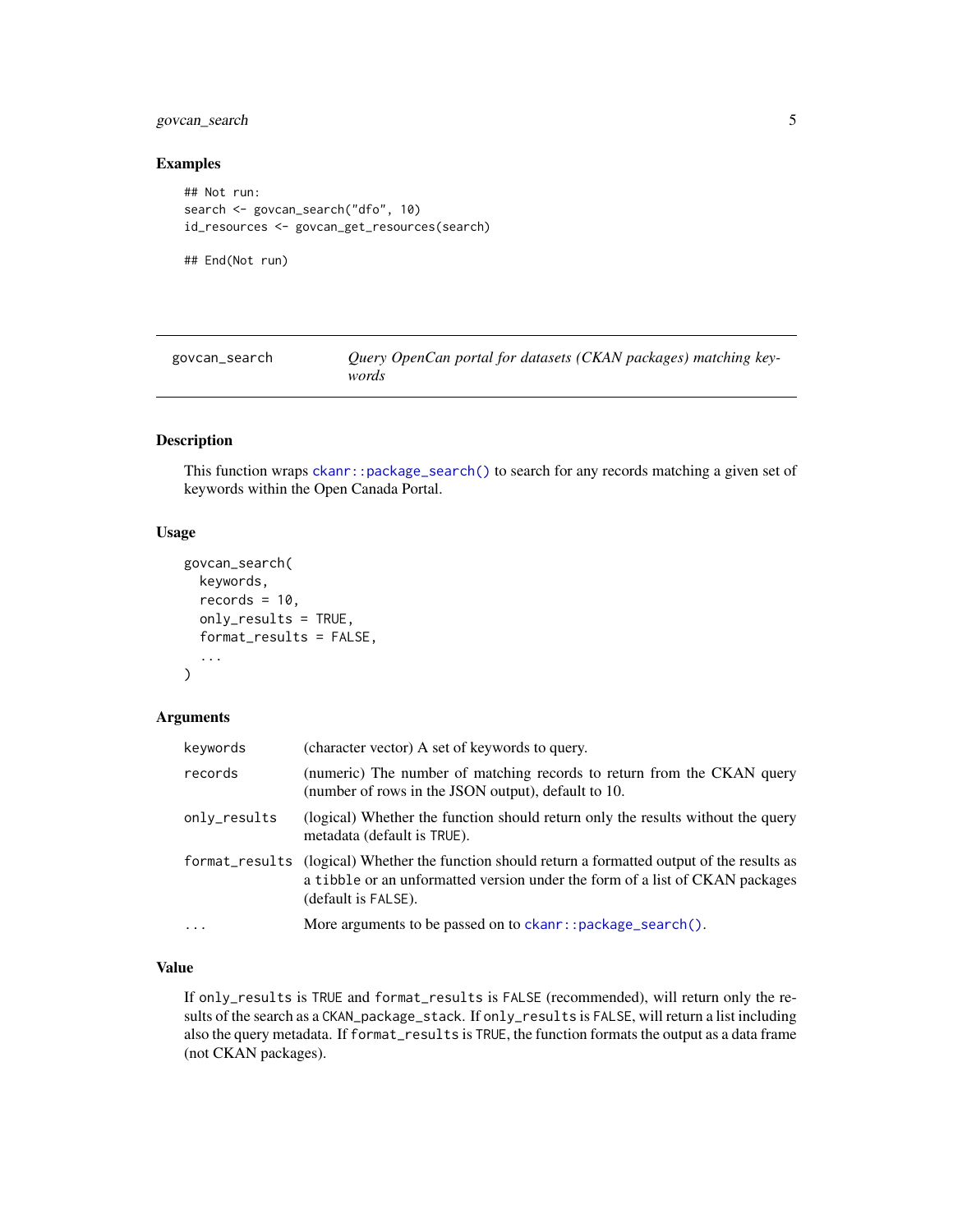### Examples

```
## Not run:
search <- govcan_search("dfo", 10)
id_resources <- govcan_get_resources(search)

## End(Not run)
```

---

## govcan_search — *Query OpenCan portal for datasets (CKAN packages) matching keywords*

---

### Description

This function wraps `ckanr::package_search()` to search for any records matching a given set of keywords within the Open Canada Portal.

### Usage

```
govcan_search(
  keywords,
  records = 10,
  only_results = TRUE,
  format_results = FALSE,
  ...
)
```

### Arguments

| | |
|---|---|
| `keywords` | (character vector) A set of keywords to query. |
| `records` | (numeric) The number of matching records to return from the CKAN query (number of rows in the JSON output), default to 10. |
| `only_results` | (logical) Whether the function should return only the results without the query metadata (default is `TRUE`). |
| `format_results` | (logical) Whether the function should return a formatted output of the results as a `tibble` or an unformatted version under the form of a list of CKAN packages (default is `FALSE`). |
| `...` | More arguments to be passed on to `ckanr::package_search()`. |

### Value

If `only_results` is `TRUE` and `format_results` is `FALSE` (recommended), will return only the results of the search as a `CKAN_package_stack`. If `only_results` is `FALSE`, will return a list including also the query metadata. If `format_results` is `TRUE`, the function formats the output as a data frame (not CKAN packages).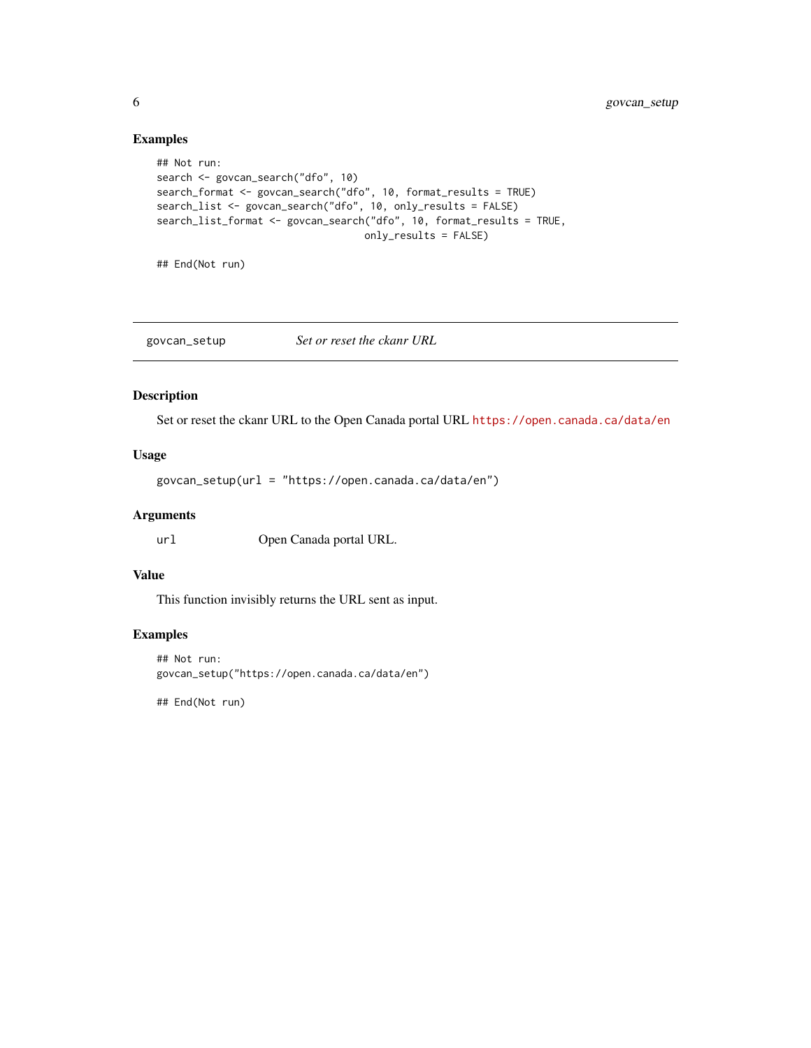### Examples

```
## Not run:
search <- govcan_search("dfo", 10)
search_format <- govcan_search("dfo", 10, format_results = TRUE)
search_list <- govcan_search("dfo", 10, only_results = FALSE)
search_list_format <- govcan_search("dfo", 10, format_results = TRUE,
                                    only_results = FALSE)

## End(Not run)
```

---

## govcan_setup — *Set or reset the ckanr URL*

---

### Description

Set or reset the ckanr URL to the Open Canada portal URL https://open.canada.ca/data/en

### Usage

```
govcan_setup(url = "https://open.canada.ca/data/en")
```

### Arguments

| | |
|---|---|
| `url` | Open Canada portal URL. |

### Value

This function invisibly returns the URL sent as input.

### Examples

```
## Not run:
govcan_setup("https://open.canada.ca/data/en")

## End(Not run)
```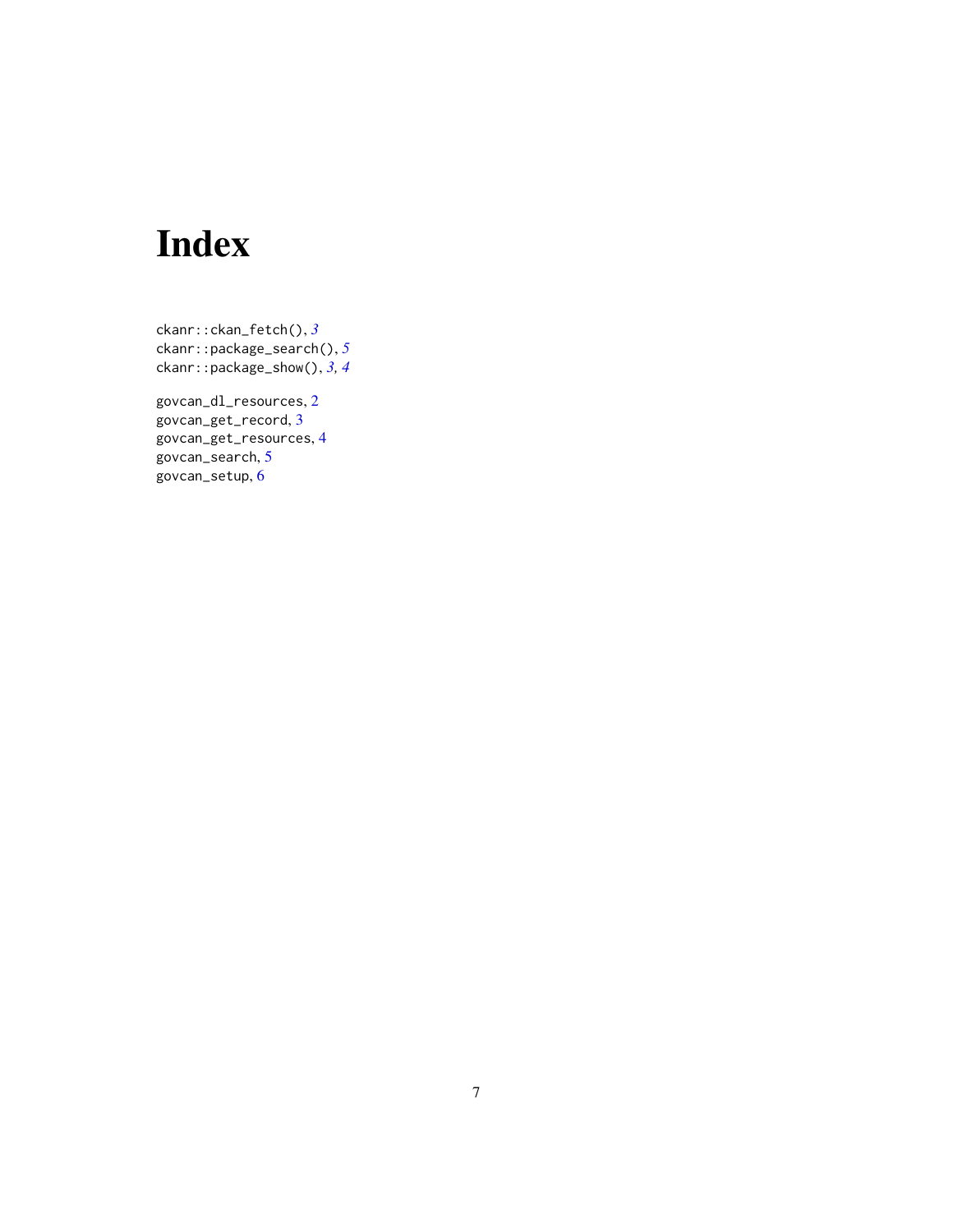# Index

ckanr::ckan_fetch(), *3*
ckanr::package_search(), *5*
ckanr::package_show(), *3, 4*

govcan_dl_resources, 2
govcan_get_record, 3
govcan_get_resources, 4
govcan_search, 5
govcan_setup, 6